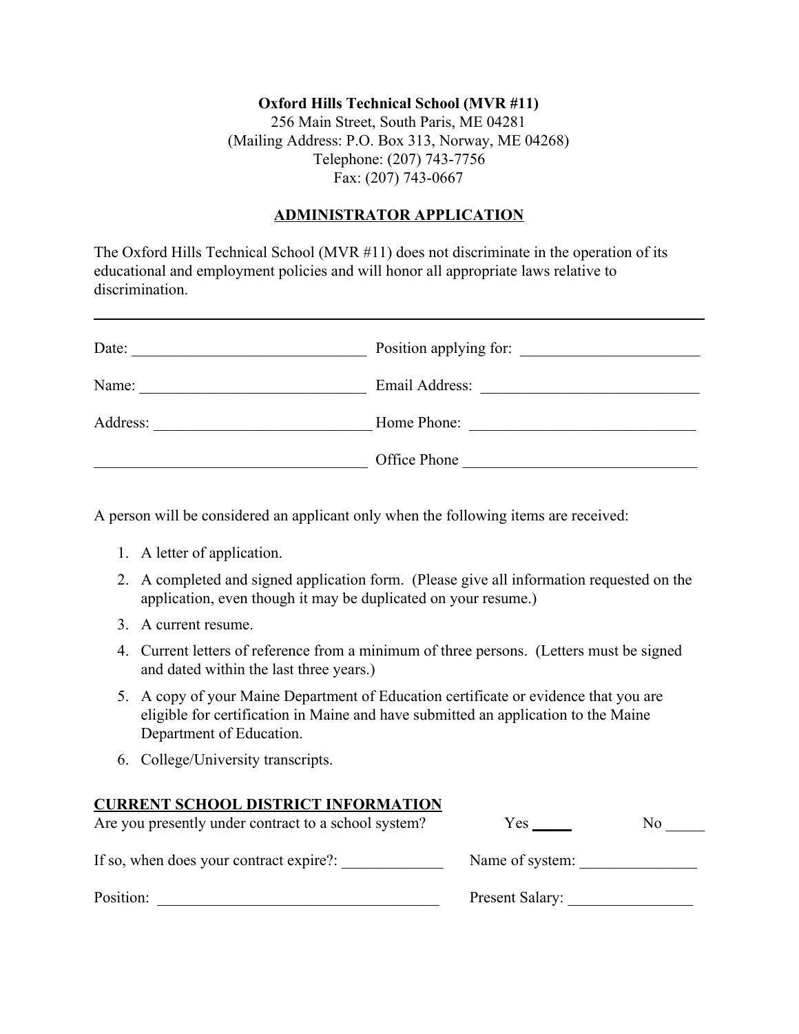**Oxford Hills Technical School (MVR #11)**
256 Main Street, South Paris, ME 04281
(Mailing Address: P.O. Box 313, Norway, ME 04268)
Telephone: (207) 743-7756
Fax: (207) 743-0667

## ADMINISTRATOR APPLICATION

The Oxford Hills Technical School (MVR #11) does not discriminate in the operation of its educational and employment policies and will honor all appropriate laws relative to discrimination.

---

Date: ______________________________ Position applying for: ______________________

Name: ____________________________ Email Address: ___________________________

Address: ___________________________ Home Phone: ____________________________

__________________________________ Office Phone _____________________________

A person will be considered an applicant only when the following items are received:

1. A letter of application.
2. A completed and signed application form. (Please give all information requested on the application, even though it may be duplicated on your resume.)
3. A current resume.
4. Current letters of reference from a minimum of three persons. (Letters must be signed and dated within the last three years.)
5. A copy of your Maine Department of Education certificate or evidence that you are eligible for certification in Maine and have submitted an application to the Maine Department of Education.
6. College/University transcripts.

**CURRENT SCHOOL DISTRICT INFORMATION**

Are you presently under contract to a school system? Yes _____ No _____

If so, when does your contract expire?: _____________ Name of system: _______________

Position: ____________________________________ Present Salary: ________________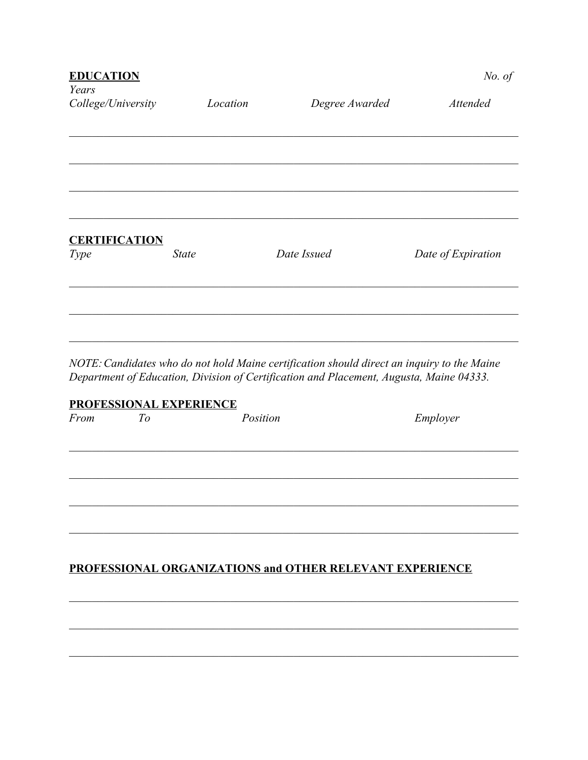**EDUCATION**

| *College/University* | *Location* | *Degree Awarded* | *No. of Years Attended* |
| --- | --- | --- | --- |
| | | | |
| | | | |
| | | | |
| | | | |

**CERTIFICATION**

| *Type* | *State* | *Date Issued* | *Date of Expiration* |
| --- | --- | --- | --- |
| | | | |
| | | | |
| | | | |

*NOTE: Candidates who do not hold Maine certification should direct an inquiry to the Maine Department of Education, Division of Certification and Placement, Augusta, Maine 04333.*

**PROFESSIONAL EXPERIENCE**

| *From* | *To* | *Position* | *Employer* |
| --- | --- | --- | --- |
| | | | |
| | | | |
| | | | |
| | | | |

**PROFESSIONAL ORGANIZATIONS and OTHER RELEVANT EXPERIENCE**

\_\_\_\_\_\_\_\_\_\_\_\_\_\_\_\_\_\_\_\_\_\_\_\_\_\_\_\_\_\_\_\_\_\_\_\_\_\_\_\_\_\_\_\_\_\_\_\_\_\_\_\_\_\_\_\_\_\_\_\_\_\_\_\_\_\_\_\_\_\_\_\_

\_\_\_\_\_\_\_\_\_\_\_\_\_\_\_\_\_\_\_\_\_\_\_\_\_\_\_\_\_\_\_\_\_\_\_\_\_\_\_\_\_\_\_\_\_\_\_\_\_\_\_\_\_\_\_\_\_\_\_\_\_\_\_\_\_\_\_\_\_\_\_\_

\_\_\_\_\_\_\_\_\_\_\_\_\_\_\_\_\_\_\_\_\_\_\_\_\_\_\_\_\_\_\_\_\_\_\_\_\_\_\_\_\_\_\_\_\_\_\_\_\_\_\_\_\_\_\_\_\_\_\_\_\_\_\_\_\_\_\_\_\_\_\_\_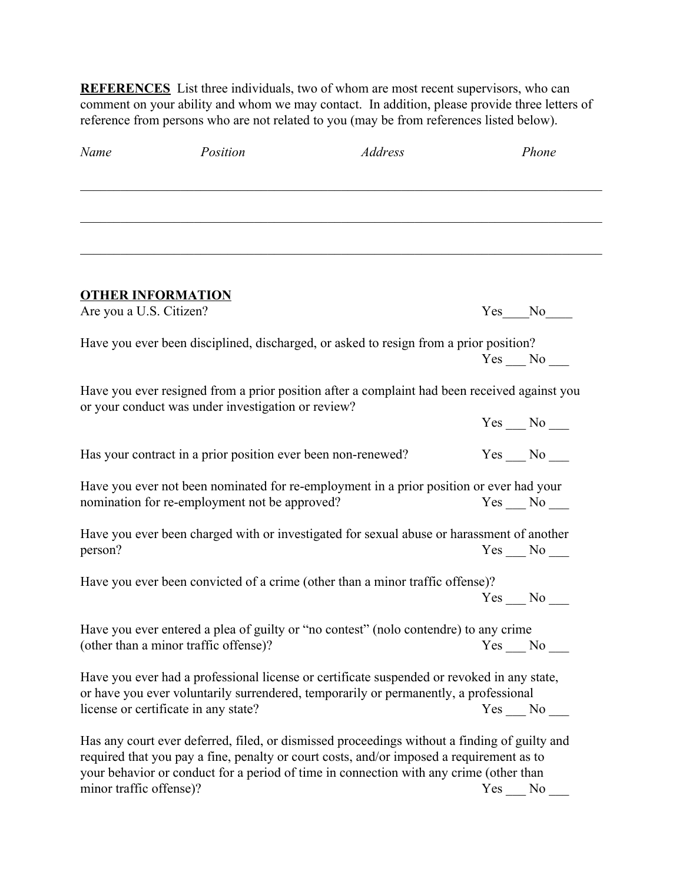**REFERENCES** List three individuals, two of whom are most recent supervisors, who can comment on your ability and whom we may contact. In addition, please provide three letters of reference from persons who are not related to you (may be from references listed below).

| *Name* | *Position* | *Address* | *Phone* |
|---|---|---|---|
| | | | |
| | | | |
| | | | |

**OTHER INFORMATION**

Are you a U.S. Citizen? Yes____No____

Have you ever been disciplined, discharged, or asked to resign from a prior position? Yes ___ No ___

Have you ever resigned from a prior position after a complaint had been received against you or your conduct was under investigation or review? Yes ___ No ___

Has your contract in a prior position ever been non-renewed? Yes ___ No ___

Have you ever not been nominated for re-employment in a prior position or ever had your nomination for re-employment not be approved? Yes ___ No ___

Have you ever been charged with or investigated for sexual abuse or harassment of another person? Yes ___ No ___

Have you ever been convicted of a crime (other than a minor traffic offense)? Yes ___ No ___

Have you ever entered a plea of guilty or "no contest" (nolo contendre) to any crime (other than a minor traffic offense)? Yes ___ No ___

Have you ever had a professional license or certificate suspended or revoked in any state, or have you ever voluntarily surrendered, temporarily or permanently, a professional license or certificate in any state? Yes ___ No ___

Has any court ever deferred, filed, or dismissed proceedings without a finding of guilty and required that you pay a fine, penalty or court costs, and/or imposed a requirement as to your behavior or conduct for a period of time in connection with any crime (other than minor traffic offense)? Yes ___ No ___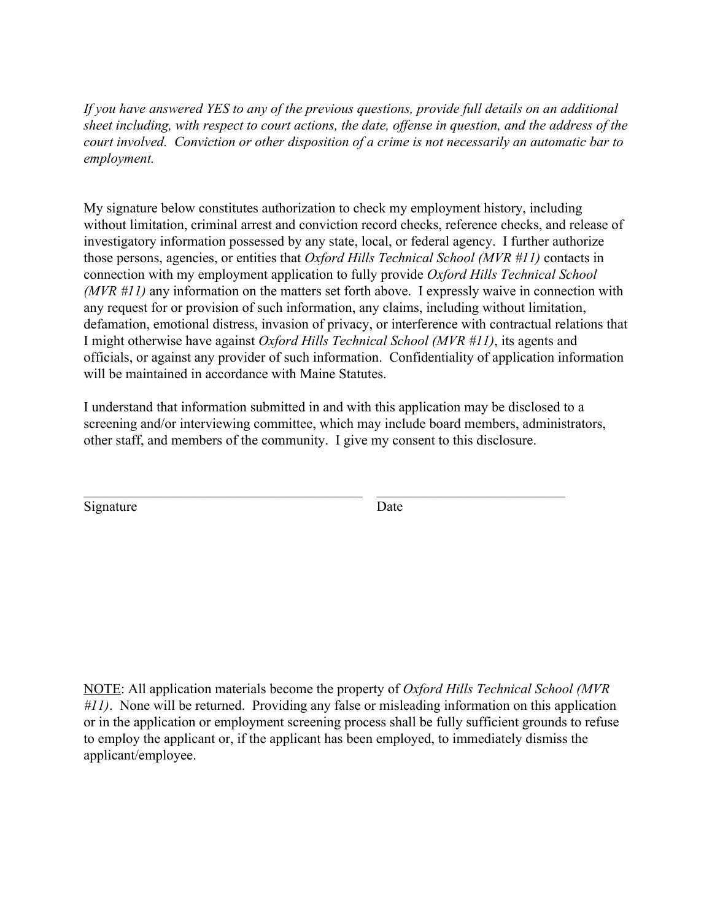*If you have answered YES to any of the previous questions, provide full details on an additional sheet including, with respect to court actions, the date, offense in question, and the address of the court involved. Conviction or other disposition of a crime is not necessarily an automatic bar to employment.*

My signature below constitutes authorization to check my employment history, including without limitation, criminal arrest and conviction record checks, reference checks, and release of investigatory information possessed by any state, local, or federal agency. I further authorize those persons, agencies, or entities that *Oxford Hills Technical School (MVR #11)* contacts in connection with my employment application to fully provide *Oxford Hills Technical School (MVR #11)* any information on the matters set forth above. I expressly waive in connection with any request for or provision of such information, any claims, including without limitation, defamation, emotional distress, invasion of privacy, or interference with contractual relations that I might otherwise have against *Oxford Hills Technical School (MVR #11)*, its agents and officials, or against any provider of such information. Confidentiality of application information will be maintained in accordance with Maine Statutes.

I understand that information submitted in and with this application may be disclosed to a screening and/or interviewing committee, which may include board members, administrators, other staff, and members of the community. I give my consent to this disclosure.

\_\_\_\_\_\_\_\_\_\_\_\_\_\_\_\_\_\_\_\_\_\_\_\_\_\_\_\_\_\_\_\_\_\_\_\_\_\_\_\_ \_\_\_\_\_\_\_\_\_\_\_\_\_\_\_\_\_\_\_\_\_\_\_\_\_\_\_\_

Signature Date

<u>NOTE</u>: All application materials become the property of *Oxford Hills Technical School (MVR #11)*. None will be returned. Providing any false or misleading information on this application or in the application or employment screening process shall be fully sufficient grounds to refuse to employ the applicant or, if the applicant has been employed, to immediately dismiss the applicant/employee.